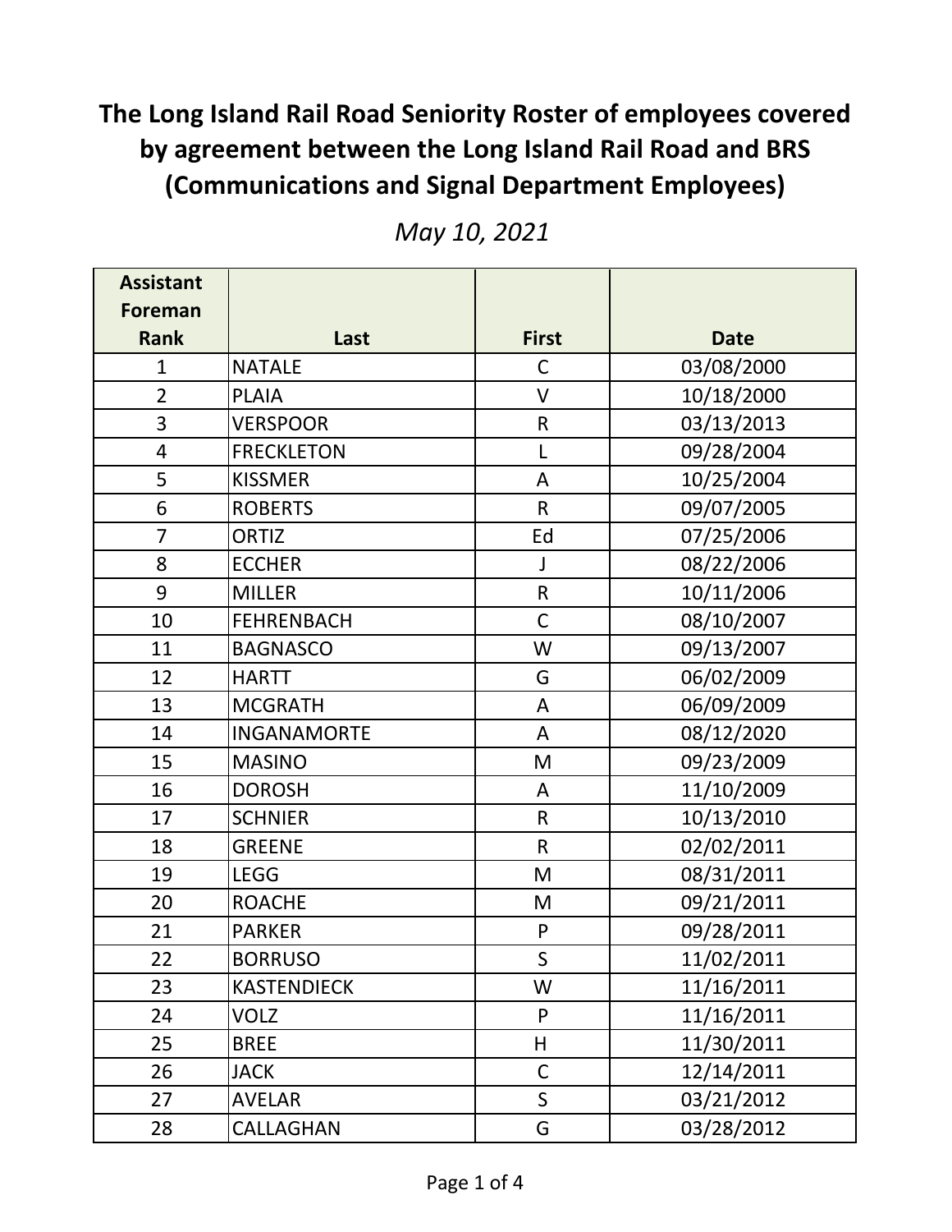# The Long Island Rail Road Seniority Roster of employees covered by agreement between the Long Island Rail Road and BRS (Communications and Signal Department Employees)

*May 10, 2021*

| Assistant Foreman Rank | Last | First | Date |
|---|---|---|---|
| 1 | NATALE | C | 03/08/2000 |
| 2 | PLAIA | V | 10/18/2000 |
| 3 | VERSPOOR | R | 03/13/2013 |
| 4 | FRECKLETON | L | 09/28/2004 |
| 5 | KISSMER | A | 10/25/2004 |
| 6 | ROBERTS | R | 09/07/2005 |
| 7 | ORTIZ | Ed | 07/25/2006 |
| 8 | ECCHER | J | 08/22/2006 |
| 9 | MILLER | R | 10/11/2006 |
| 10 | FEHRENBACH | C | 08/10/2007 |
| 11 | BAGNASCO | W | 09/13/2007 |
| 12 | HARTT | G | 06/02/2009 |
| 13 | MCGRATH | A | 06/09/2009 |
| 14 | INGANAMORTE | A | 08/12/2020 |
| 15 | MASINO | M | 09/23/2009 |
| 16 | DOROSH | A | 11/10/2009 |
| 17 | SCHNIER | R | 10/13/2010 |
| 18 | GREENE | R | 02/02/2011 |
| 19 | LEGG | M | 08/31/2011 |
| 20 | ROACHE | M | 09/21/2011 |
| 21 | PARKER | P | 09/28/2011 |
| 22 | BORRUSO | S | 11/02/2011 |
| 23 | KASTENDIECK | W | 11/16/2011 |
| 24 | VOLZ | P | 11/16/2011 |
| 25 | BREE | H | 11/30/2011 |
| 26 | JACK | C | 12/14/2011 |
| 27 | AVELAR | S | 03/21/2012 |
| 28 | CALLAGHAN | G | 03/28/2012 |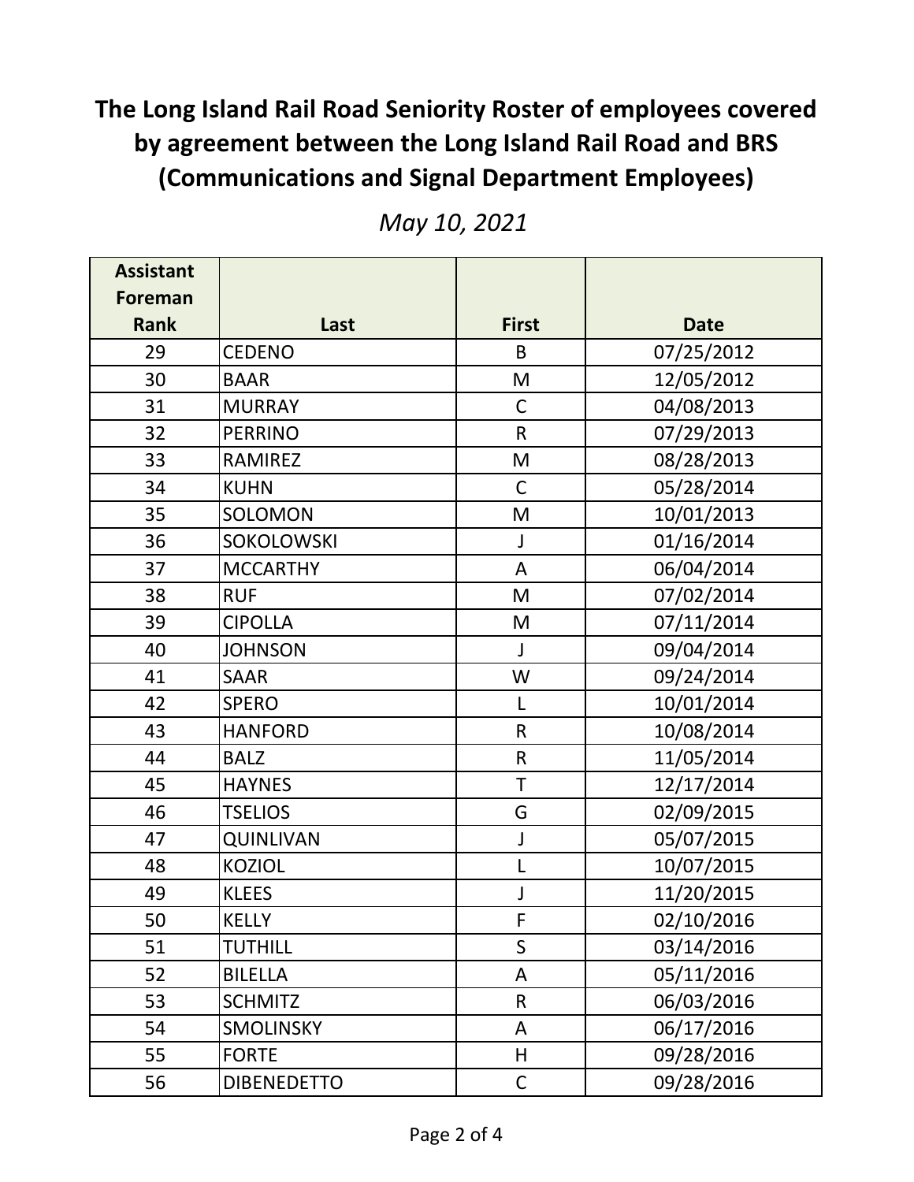# The Long Island Rail Road Seniority Roster of employees covered by agreement between the Long Island Rail Road and BRS (Communications and Signal Department Employees)

*May 10, 2021*

| Assistant Foreman Rank | Last | First | Date |
|---|---|---|---|
| 29 | CEDENO | B | 07/25/2012 |
| 30 | BAAR | M | 12/05/2012 |
| 31 | MURRAY | C | 04/08/2013 |
| 32 | PERRINO | R | 07/29/2013 |
| 33 | RAMIREZ | M | 08/28/2013 |
| 34 | KUHN | C | 05/28/2014 |
| 35 | SOLOMON | M | 10/01/2013 |
| 36 | SOKOLOWSKI | J | 01/16/2014 |
| 37 | MCCARTHY | A | 06/04/2014 |
| 38 | RUF | M | 07/02/2014 |
| 39 | CIPOLLA | M | 07/11/2014 |
| 40 | JOHNSON | J | 09/04/2014 |
| 41 | SAAR | W | 09/24/2014 |
| 42 | SPERO | L | 10/01/2014 |
| 43 | HANFORD | R | 10/08/2014 |
| 44 | BALZ | R | 11/05/2014 |
| 45 | HAYNES | T | 12/17/2014 |
| 46 | TSELIOS | G | 02/09/2015 |
| 47 | QUINLIVAN | J | 05/07/2015 |
| 48 | KOZIOL | L | 10/07/2015 |
| 49 | KLEES | J | 11/20/2015 |
| 50 | KELLY | F | 02/10/2016 |
| 51 | TUTHILL | S | 03/14/2016 |
| 52 | BILELLA | A | 05/11/2016 |
| 53 | SCHMITZ | R | 06/03/2016 |
| 54 | SMOLINSKY | A | 06/17/2016 |
| 55 | FORTE | H | 09/28/2016 |
| 56 | DIBENEDETTO | C | 09/28/2016 |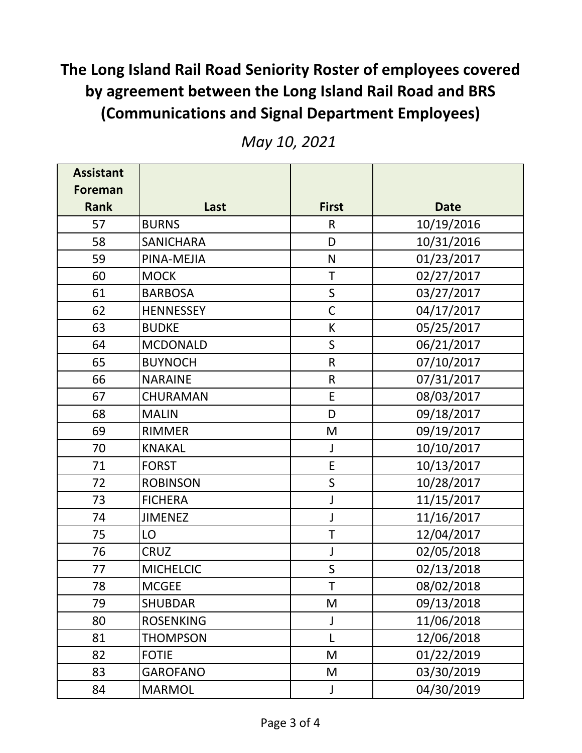# The Long Island Rail Road Seniority Roster of employees covered by agreement between the Long Island Rail Road and BRS (Communications and Signal Department Employees)

*May 10, 2021*

| Assistant Foreman Rank | Last | First | Date |
|---|---|---|---|
| 57 | BURNS | R | 10/19/2016 |
| 58 | SANICHARA | D | 10/31/2016 |
| 59 | PINA-MEJIA | N | 01/23/2017 |
| 60 | MOCK | T | 02/27/2017 |
| 61 | BARBOSA | S | 03/27/2017 |
| 62 | HENNESSEY | C | 04/17/2017 |
| 63 | BUDKE | K | 05/25/2017 |
| 64 | MCDONALD | S | 06/21/2017 |
| 65 | BUYNOCH | R | 07/10/2017 |
| 66 | NARAINE | R | 07/31/2017 |
| 67 | CHURAMAN | E | 08/03/2017 |
| 68 | MALIN | D | 09/18/2017 |
| 69 | RIMMER | M | 09/19/2017 |
| 70 | KNAKAL | J | 10/10/2017 |
| 71 | FORST | E | 10/13/2017 |
| 72 | ROBINSON | S | 10/28/2017 |
| 73 | FICHERA | J | 11/15/2017 |
| 74 | JIMENEZ | J | 11/16/2017 |
| 75 | LO | T | 12/04/2017 |
| 76 | CRUZ | J | 02/05/2018 |
| 77 | MICHELCIC | S | 02/13/2018 |
| 78 | MCGEE | T | 08/02/2018 |
| 79 | SHUBDAR | M | 09/13/2018 |
| 80 | ROSENKING | J | 11/06/2018 |
| 81 | THOMPSON | L | 12/06/2018 |
| 82 | FOTIE | M | 01/22/2019 |
| 83 | GAROFANO | M | 03/30/2019 |
| 84 | MARMOL | J | 04/30/2019 |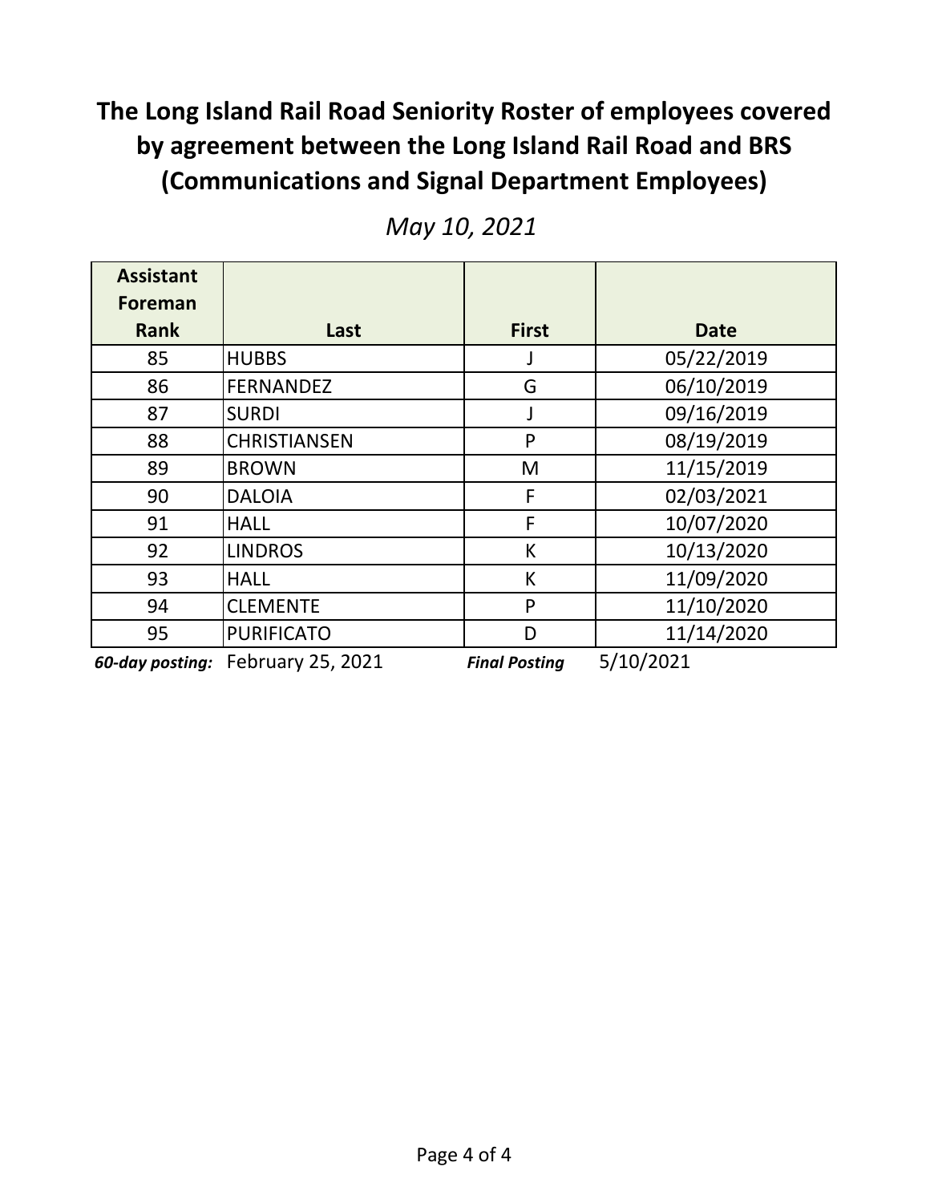# The Long Island Rail Road Seniority Roster of employees covered by agreement between the Long Island Rail Road and BRS (Communications and Signal Department Employees)

*May 10, 2021*

| Assistant Foreman Rank | Last | First | Date |
|---|---|---|---|
| 85 | HUBBS | J | 05/22/2019 |
| 86 | FERNANDEZ | G | 06/10/2019 |
| 87 | SURDI | J | 09/16/2019 |
| 88 | CHRISTIANSEN | P | 08/19/2019 |
| 89 | BROWN | M | 11/15/2019 |
| 90 | DALOIA | F | 02/03/2021 |
| 91 | HALL | F | 10/07/2020 |
| 92 | LINDROS | K | 10/13/2020 |
| 93 | HALL | K | 11/09/2020 |
| 94 | CLEMENTE | P | 11/10/2020 |
| 95 | PURIFICATO | D | 11/14/2020 |

***60-day posting:*** February 25, 2021 ***Final Posting*** 5/10/2021